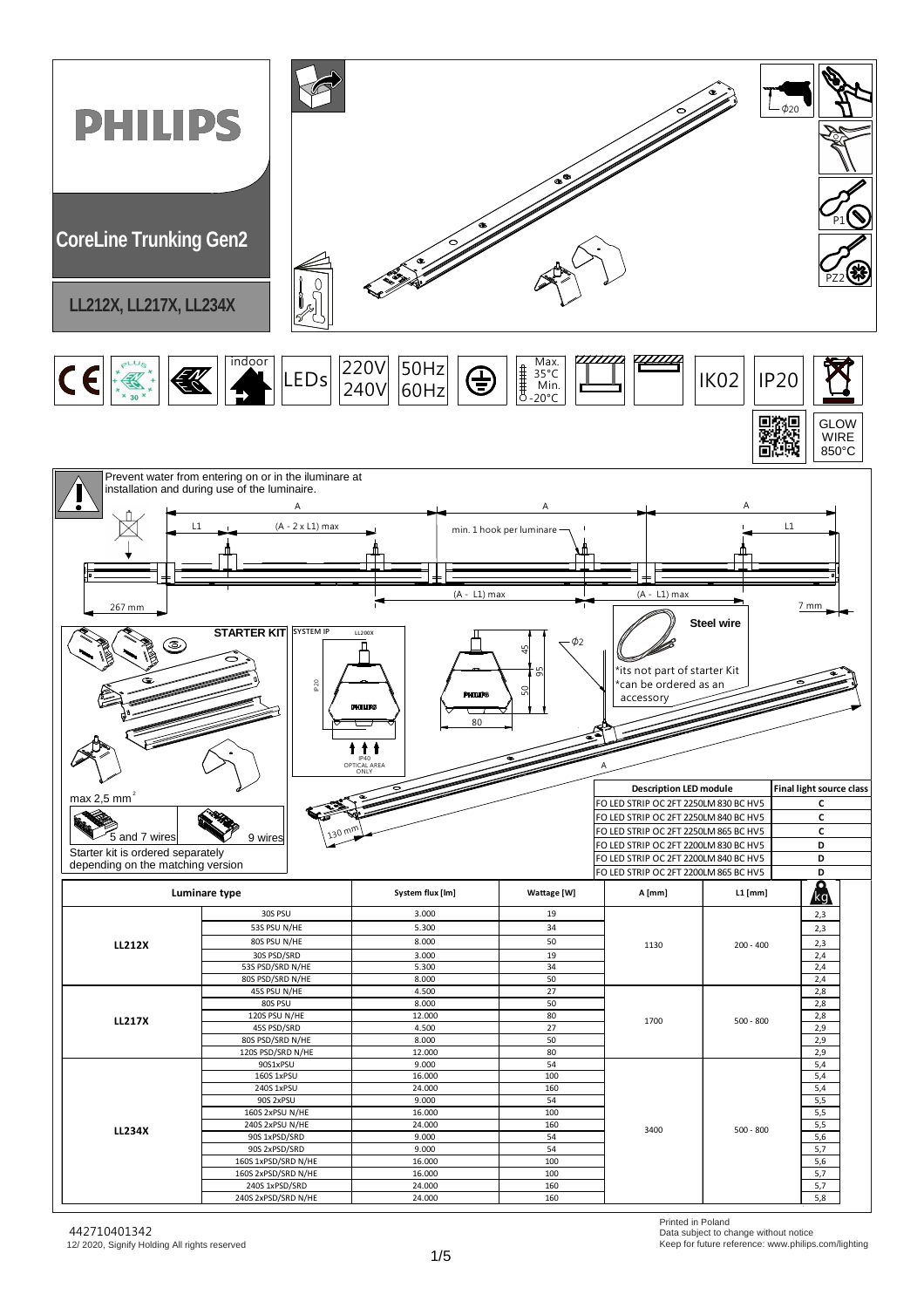# PHILIPS

## CoreLine Trunking Gen2

### LL212X, LL217X, LL234X

Ø20

P1

PZ2

indoor | LEDs | 220V 240V | 50Hz 60Hz | Max. 35°C Min. -20°C | IK02 | IP20

GLOW WIRE 850°C

Prevent water from entering on or in the iluminare at installation and during use of the luminaire.

A | A | A

L1 | (A - 2 x L1) max | min. 1 hook per luminare | L1

(A - L1) max | (A - L1) max

267 mm | 7 mm

**STARTER KIT**

SYSTEM IP | LL200X | IP20 | IP40 OPTICAL AREA ONLY

45 | 95 | 50 | 80 | Ø2

**Steel wire**

*its not part of starter Kit
*can be ordered as an accessory

A

max 2,5 mm$^2$

5 and 7 wires | 9 wires

130 mm

Starter kit is ordered separately depending on the matching version

| Description LED module | Final light source class |
|---|---|
| FO LED STRIP OC 2FT 2250LM 830 BC HV5 | C |
| FO LED STRIP OC 2FT 2250LM 840 BC HV5 | C |
| FO LED STRIP OC 2FT 2250LM 865 BC HV5 | C |
| FO LED STRIP OC 2FT 2200LM 830 BC HV5 | D |
| FO LED STRIP OC 2FT 2200LM 840 BC HV5 | D |
| FO LED STRIP OC 2FT 2200LM 865 BC HV5 | D |

| Luminare type | | System flux [lm] | Wattage [W] | A [mm] | L1 [mm] | kg |
|---|---|---|---|---|---|---|
| LL212X | 30S PSU | 3.000 | 19 | 1130 | 200 - 400 | 2,3 |
| | 53S PSU N/HE | 5.300 | 34 | | | 2,3 |
| | 80S PSU N/HE | 8.000 | 50 | | | 2,3 |
| | 30S PSD/SRD | 3.000 | 19 | | | 2,4 |
| | 53S PSD/SRD N/HE | 5.300 | 34 | | | 2,4 |
| | 80S PSD/SRD N/HE | 8.000 | 50 | | | 2,4 |
| LL217X | 45S PSU N/HE | 4.500 | 27 | 1700 | 500 - 800 | 2,8 |
| | 80S PSU | 8.000 | 50 | | | 2,8 |
| | 120S PSU N/HE | 12.000 | 80 | | | 2,8 |
| | 45S PSD/SRD | 4.500 | 27 | | | 2,9 |
| | 80S PSD/SRD N/HE | 8.000 | 50 | | | 2,9 |
| | 120S PSD/SRD N/HE | 12.000 | 80 | | | 2,9 |
| LL234X | 90S1xPSU | 9.000 | 54 | 3400 | 500 - 800 | 5,4 |
| | 160S 1xPSU | 16.000 | 100 | | | 5,4 |
| | 240S 1xPSU | 24.000 | 160 | | | 5,4 |
| | 90S 2xPSU | 9.000 | 54 | | | 5,5 |
| | 160S 2xPSU N/HE | 16.000 | 100 | | | 5,5 |
| | 240S 2xPSU N/HE | 24.000 | 160 | | | 5,5 |
| | 90S 1xPSD/SRD | 9.000 | 54 | | | 5,6 |
| | 90S 2xPSD/SRD | 9.000 | 54 | | | 5,7 |
| | 160S 1xPSD/SRD N/HE | 16.000 | 100 | | | 5,6 |
| | 160S 2xPSD/SRD N/HE | 16.000 | 100 | | | 5,7 |
| | 240S 1xPSD/SRD | 24.000 | 160 | | | 5,7 |
| | 240S 2xPSD/SRD N/HE | 24.000 | 160 | | | 5,8 |

442710401342
12/ 2020, Signify Holding All rights reserved

Printed in Poland
Data subject to change without notice
Keep for future reference: www.philips.com/lighting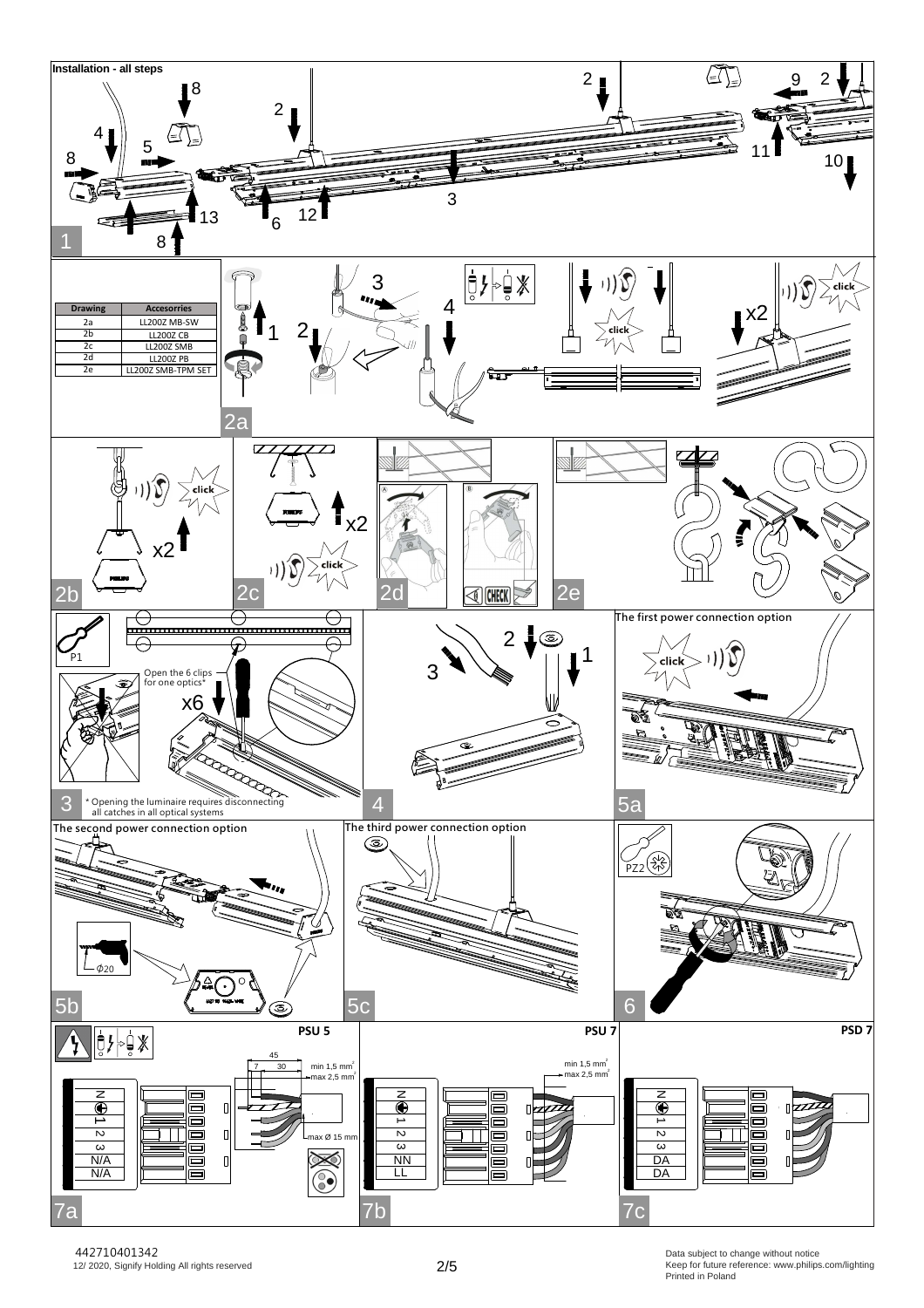## Installation - all steps

| Drawing | Accesorries |
|---|---|
| 2a | LL200Z MB-SW |
| 2b | LL200Z CB |
| 2c | LL200Z SMB |
| 2d | LL200Z PB |
| 2e | LL200Z SMB-TPM SET |

Open the 6 clips for one optics*

* Opening the luminaire requires disconnecting all catches in all optical systems

The first power connection option

The second power connection option

The third power connection option

**PSU 5**

min 1,5 mm²
max 2,5 mm²
max Ø 15 mm

**PSU 7**

min 1,5 mm²
max 2,5 mm²

**PSD 7**

442710401342
12/ 2020, Signify Holding All rights reserved

Data subject to change without notice
Keep for future reference: www.philips.com/lighting
Printed in Poland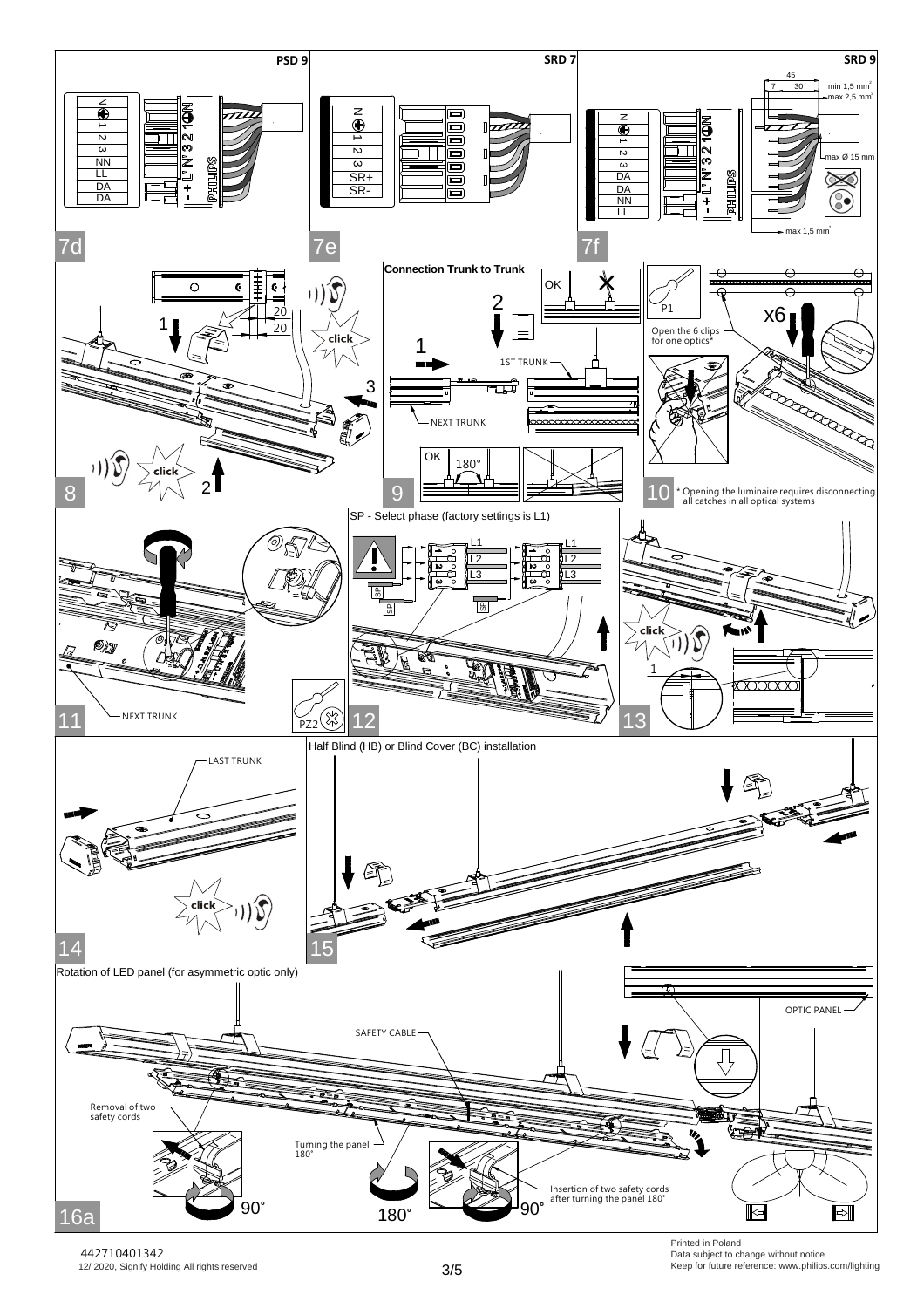PSD 9

SRD 7

SRD 9

7d

7e

7f

Connection Trunk to Trunk

Open the 6 clips for one optics*

8

9

10 * Opening the luminaire requires disconnecting all catches in all optical systems

SP - Select phase (factory settings is L1)

NEXT TRUNK

11

12

13

LAST TRUNK

Half Blind (HB) or Blind Cover (BC) installation

14

15

Rotation of LED panel (for asymmetric optic only)

SAFETY CABLE

OPTIC PANEL

Removal of two safety cords

Turning the panel 180˚

Insertion of two safety cords after turning the panel 180˚

16a

442710401342
12/ 2020, Signify Holding All rights reserved

Printed in Poland
Data subject to change without notice
Keep for future reference: www.philips.com/lighting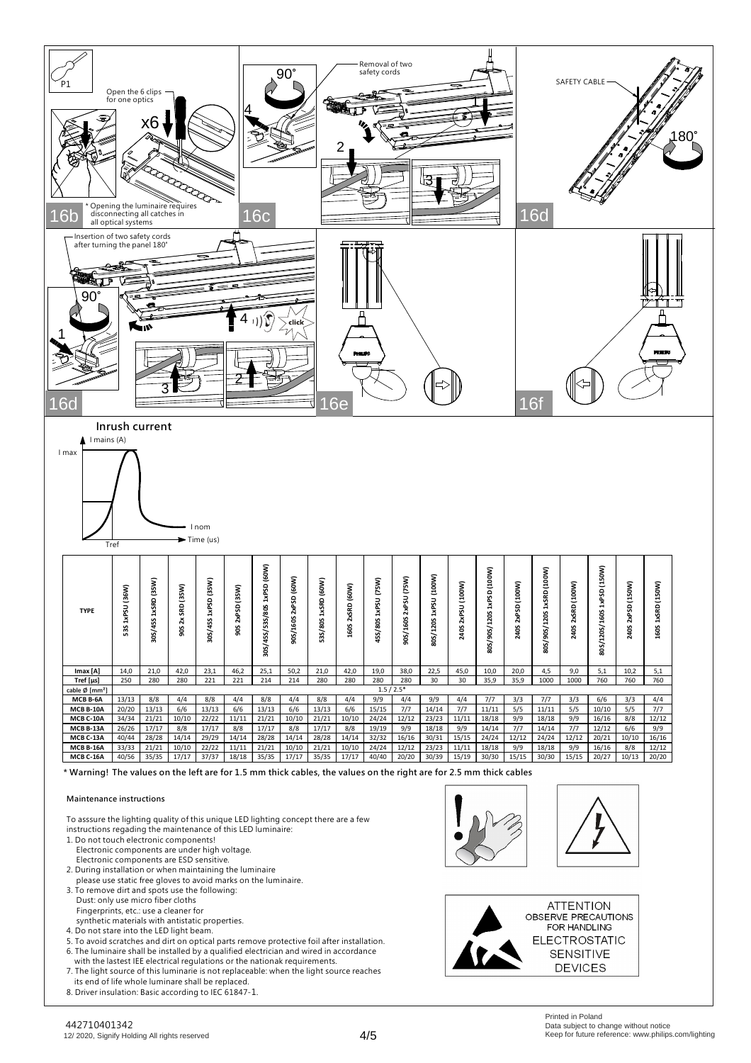P1

Open the 6 clips for one optics

x6

\* Opening the luminaire requires disconnecting all catches in all optical systems

16b

90˚

4

16c

Removal of two safety cords

2

3

SAFETY CABLE

180˚

16d

Insertion of two safety cords after turning the panel 180˚

90˚

1

4

click

3

2

16d

16e

16f

## Inrush current

I mains (A)

I max

I nom

Time (us)

Tref

| TYPE | 53S 1xPSU (36W) | 30S/45S 1xSRD (35W) | 90S 2x SRD (35W) | 30S/45S 1xPSD (35W) | 90S 2xPSD (35W) | 30S/45S/53S/80S 1xPSD (60W) | 90S/160S 2xPSD (60W) | 53S/80S 1xSRD (60W) | 160S 2xSRD (60W) | 45S/80S 1xPSU (75W) | 90S/160S 2xPSU (75W) | 80S/120S 1xPSU (100W) | 240S 2xPSU (100W) | 80S/90S/120S 1xPSD (100W) | 240S 2xPSD (100W) | 80S/90S/120S 1xSRD (100W) | 240S 2xSRD (100W) | 80S/120S/160S 1xPSD (150W) | 240S 2xPSD (150W) | 160S 1xSRD (150W) |
|---|---|---|---|---|---|---|---|---|---|---|---|---|---|---|---|---|---|---|---|---|
| Imax [A] | 14,0 | 21,0 | 42,0 | 23,1 | 46,2 | 25,1 | 50,2 | 21,0 | 42,0 | 19,0 | 38,0 | 22,5 | 45,0 | 10,0 | 20,0 | 4,5 | 9,0 | 5,1 | 10,2 | 5,1 |
| Tref [µs] | 250 | 280 | 280 | 221 | 221 | 214 | 214 | 280 | 280 | 280 | 280 | 30 | 30 | 35,9 | 35,9 | 1000 | 1000 | 760 | 760 | 760 |
| cable Ø [mm²] | 1.5 / 2.5* | | | | | | | | | | | | | | | | | | | |
| MCB B-6A | 13/13 | 8/8 | 4/4 | 8/8 | 4/4 | 8/8 | 4/4 | 8/8 | 4/4 | 9/9 | 4/4 | 9/9 | 4/4 | 7/7 | 3/3 | 7/7 | 3/3 | 6/6 | 3/3 | 4/4 |
| MCB B-10A | 20/20 | 13/13 | 6/6 | 13/13 | 6/6 | 13/13 | 6/6 | 13/13 | 6/6 | 15/15 | 7/7 | 14/14 | 7/7 | 11/11 | 5/5 | 11/11 | 5/5 | 10/10 | 5/5 | 7/7 |
| MCB C-10A | 34/34 | 21/21 | 10/10 | 22/22 | 11/11 | 21/21 | 10/10 | 21/21 | 10/10 | 24/24 | 12/12 | 23/23 | 11/11 | 18/18 | 9/9 | 18/18 | 9/9 | 16/16 | 8/8 | 12/12 |
| MCB B-13A | 26/26 | 17/17 | 8/8 | 17/17 | 8/8 | 17/17 | 8/8 | 17/17 | 8/8 | 19/19 | 9/9 | 18/18 | 9/9 | 14/14 | 7/7 | 14/14 | 7/7 | 12/12 | 6/6 | 9/9 |
| MCB C-13A | 40/44 | 28/28 | 14/14 | 29/29 | 14/14 | 28/28 | 14/14 | 28/28 | 14/14 | 32/32 | 16/16 | 30/31 | 15/15 | 24/24 | 12/12 | 24/24 | 12/12 | 20/21 | 10/10 | 16/16 |
| MCB B-16A | 33/33 | 21/21 | 10/10 | 22/22 | 11/11 | 21/21 | 10/10 | 21/21 | 10/10 | 24/24 | 12/12 | 23/23 | 11/11 | 18/18 | 9/9 | 18/18 | 9/9 | 16/16 | 8/8 | 12/12 |
| MCB C-16A | 40/56 | 35/35 | 17/17 | 37/37 | 18/18 | 35/35 | 17/17 | 35/35 | 17/17 | 40/40 | 20/20 | 30/39 | 15/19 | 30/30 | 15/15 | 30/30 | 15/15 | 20/27 | 10/13 | 20/20 |

**\* Warning! The values on the left are for 1.5 mm thick cables, the values on the right are for 2.5 mm thick cables**

### Maintenance instructions

To asssure the lighting quality of this unique LED lighting concept there are a few instructions regading the maintenance of this LED luminaire:

1. Do not touch electronic components!
   Electronic components are under high voltage.
   Electronic components are ESD sensitive.
2. During installation or when maintaining the luminaire
   please use static free gloves to avoid marks on the luminaire.
3. To remove dirt and spots use the following:
   Dust: only use micro fiber cloths
   Fingerprints, etc.: use a cleaner for
   synthetic materials with antistatic properties.
4. Do not stare into the LED light beam.
5. To avoid scratches and dirt on optical parts remove protective foil after installation.
6. The luminaire shall be installed by a qualified electrician and wired in accordance with the lastest IEE electrical regulations or the nationak requirements.
7. The light source of this luminarie is not replaceable: when the light source reaches its end of life whole luminare shall be replaced.
8. Driver insulation: Basic according to IEC 61847-1.

ATTENTION
OBSERVE PRECAUTIONS
FOR HANDLING
ELECTROSTATIC
SENSITIVE
DEVICES

442710401342
12/ 2020, Signify Holding All rights reserved

Printed in Poland
Data subject to change without notice
Keep for future reference: www.philips.com/lighting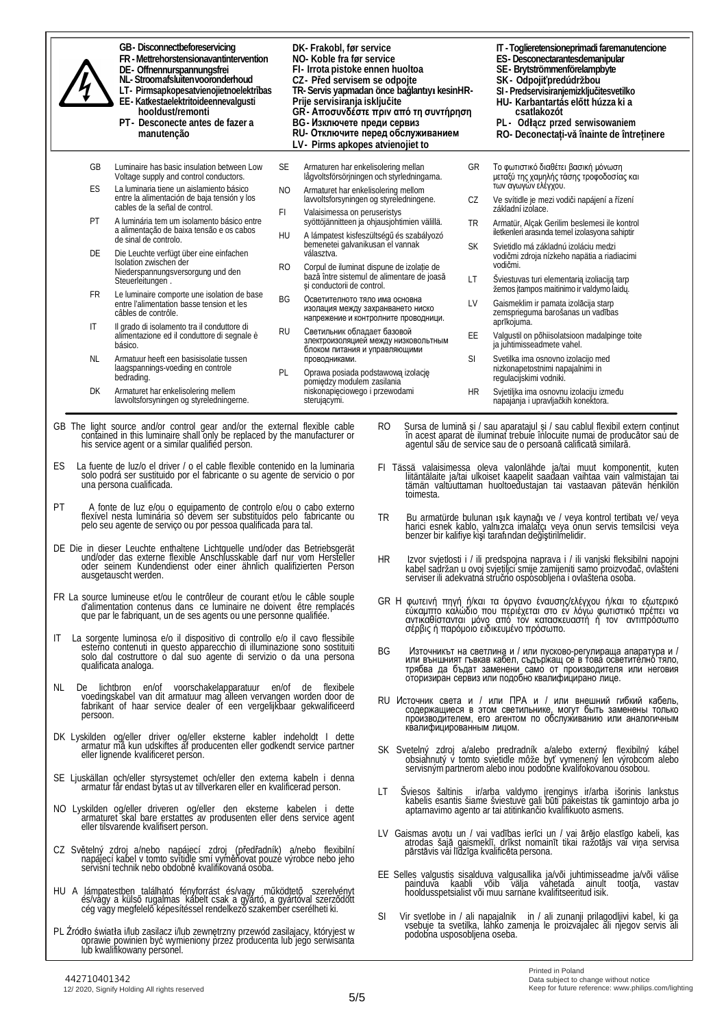GB - Disconnect before servicing
FR - Mettre hors tension avant intervention
DE - Offnen nur spannungsfrei
NL - Stroom afsluiten voor onderhoud
LT - Pirms apkopes atvienojiet no elektrības
EE - Katkestage elektritoide enne valgusti hooldust/remonti
PT - Desconecte antes de fazer a manutenção

DK - Frakobl, før service
NO - Koble fra før service
FI - Irrota pistoke ennen huoltoa
CZ - Před servisem se odpojte
TR - Servis yapmadan önce bağlantıyı kesinHR- Prije servisiranja isključite
GR - Αποσυνδέστε πριν από τη συντήρηση
BG - Изключете преди сервиз
RU - Отключите перед обслуживанием
LV - Pirms apkopes atvienojiet to

IT - Toglieretensione primadi faremanutencione
ES - Desconectar antes de manipular
SE - Brytströmmen före lampbyte
SK - Odpojiť predúdržbou
SI - Predservisiranjem izključite svetilko
HU - Karbantartás előtt húzza ki a csatlakozót
PL - Odłącz przed serwisowaniem
RO - Deconectați-vă înainte de întreținere

| | |
|---|---|
| GB | Luminaire has basic insulation between Low Voltage supply and control conductors. |
| ES | La luminaria tiene un aislamiento básico entre la alimentación de baja tensión y los cables de la señal de control. |
| PT | A luminária tem um isolamento básico entre a alimentação de baixa tensão e os cabos de sinal de controlo. |
| DE | Die Leuchte verfügt über eine einfachen Isolation zwischen der Niederspannungsversorgung und den Steuerleitungen . |
| FR | Le luminaire comporte une isolation de base entre l'alimentation basse tension et les câbles de contrôle. |
| IT | Il grado di isolamento tra il conduttore di alimentazione ed il conduttore di segnale è básico. |
| NL | Armatuur heeft een basisisolatie tussen laagspannings-voeding en controle bedrading. |
| DK | Armaturet har enkelisolering mellem lavvoltsforsyningen og styreledningerne. |
| SE | Armaturen har enkelisolering mellan lågvoltsförsörjningen och styrledningarna. |
| NO | Armaturet har enkelisolering mellom lavvoltsforsyningen og styreledningene. |
| FI | Valaisimessa on peruseristys syöttöjännitteen ja ohjausjohtimien välillä. |
| HU | A lámpatest kisfeszültségű és szabályozó bemenetei galvanikusan el vannak választva. |
| RO | Corpul de iluminat dispune de izolație de bază între sistemul de alimentare de joasă și conductorii de control. |
| BG | Осветителното тяло има основна изолация между захранването ниско напрежение и контролните проводници. |
| RU | Светильник обладает базовой электроизоляцией между низковольтным блоком питания и управляющими проводниками. |
| PL | Oprawa posiada podstawową izolację pomiędzy modułem zasilania niskonapięciowego i przewodami sterującymi. |
| GR | Το φωτιστικό διαθέτει βασική μόνωση μεταξύ της χαμηλής τάσης τροφοδοσίας και των αγωγών ελέγχου. |
| CZ | Ve svítidle je mezi vodiči napájení a řízení základní izolace. |
| TR | Armatür, Alçak Gerilim beslemesi ile kontrol iletkenleri arasında temel izolasyona sahiptir |
| SK | Svietidlo má základnú izoláciu medzi vodičmi zdroja nízkeho napätia a riadiacimi vodičmi. |
| LT | Šviestuvas turi elementarią izoliaciją tarp žemos įtampos maitinimo ir valdymo laidų. |
| LV | Gaismeklim ir pamata izolācija starp zemsprieguma barošanas un vadības aprīkojuma. |
| EE | Valgustil on põhiisolatsioon madalpinge toite ja juhtimisseadmete vahel. |
| SI | Svetilka ima osnovno izolacijo med nizkonapetostnimi napajalnimi in regulacijskimi vodniki. |
| HR | Svjetiljka ima osnovnu izolaciju između napajanja i upravljačkih konektora. |

GB The light source and/or control gear and/or the external flexible cable contained in this luminaire shall only be replaced by the manufacturer or his service agent or a similar qualified person.

ES La fuente de luz/o el driver / o el cable flexible contenido en la luminaria solo podrá ser sustituido por el fabricante o su agente de servicio o por una persona cualificada.

PT A fonte de luz e/ou o equipamento de controlo e/ou o cabo externo flexível nesta luminária só devem ser substituídos pelo fabricante ou pelo seu agente de serviço ou por pessoa qualificada para tal.

DE Die in dieser Leuchte enthaltene Lichtquelle und/oder das Betriebsgerät und/oder das externe flexible Anschlusskable darf nur vom Hersteller oder seinem Kundendienst oder einer ähnlich qualifizierten Person ausgetauscht werden.

FR La source lumineuse et/ou le contrôleur de courant et/ou le câble souple d'alimentation contenus dans ce luminaire ne doivent être remplacés que par le fabriquant, un de ses agents ou une personne qualifiée.

IT La sorgente luminosa e/o il dispositivo di controllo e/o il cavo flessibile esterno contenuti in questo apparecchio di illuminazione sono sostituiti solo dal costruttore o dal suo agente di servizio o da una persona qualificata analoga.

NL De lichtbron en/of voorschakelapparatuur en/of de flexibele voedingskabel van dit armatuur mag alleen vervangen worden door de fabrikant of haar service dealer of een vergelijkbaar gekwalificeerd persoon.

DK Lyskilden og/eller driver og/eller eksterne kabler indeholdt I dette armatur må kun udskiftes af producenten eller godkendt service partner eller lignende kvalificeret person.

SE Ljuskällan och/eller styrsystemet och/eller den externa kabeln i denna armatur får endast bytas ut av tillverkaren eller en kvalificerad person.

NO Lyskilden og/eller driveren og/eller den eksterne kabelen i dette armaturet skal bare erstattes av produsenten eller dens service agent eller tilsvarende kvalifisert person.

CZ Světelný zdroj a/nebo napájecí zdroj (předřadník) a/nebo flexibilní napájecí kabel v tomto svítidle smí vyměňovat pouze výrobce nebo jeho servisní technik nebo obdobně kvalifikovaná osoba.

HU A lámpatestben található fényforrást és/vagy működtető szerelvényt és/vagy a külső rugalmas kábelt csak a gyártó, a gyártóval szerződött cég vagy megfelelő képesítéssel rendelkező szakember cserélheti ki.

PL Źródło światła i/lub zasilacz i/lub zewnętrzny przewód zasilający, któryjest w oprawie powinien być wymieniony przez producenta lub jego serwisanta lub kwalifikowany personel.

RO Sursa de lumină și / sau aparatajul și / sau cablul flexibil extern conținut în acest aparat de iluminat trebuie înlocuite numai de producător sau de agentul său de service sau de o persoană calificată similară.

FI Tässä valaisimessa oleva valonlähde ja/tai muut komponentit, kuten liitäntälaite ja/tai ulkoiset kaapelit saadaan vaihtaa vain valmistajan tai tämän valtuuttaman huoltoedustajan tai vastaavan pätevän henkilön toimesta.

TR Bu armatürde bulunan ışık kaynağı ve / veya kontrol tertibatı ve/ veya harici esnek kablo, yalnızca imalatçı veya onun servis temsilcisi veya benzer bir kalifiye kişi tarafından değiştirilmelidir.

HR Izvor svjetlosti i / ili predspojna naprava i / ili vanjski fleksibilni napojni kabel sadržan u ovoj svjetiljci smije zamijeniti samo proizvođač, ovlašteni serviser ili adekvatna stručno osposobljena i ovlaštena osoba.

GR Η φωτεινή πηγή ή/και το όργανο έναυσης/ελέγχου ή/και το εξωτερικό εύκαμπτο καλώδιο που περιέχεται στο εν λόγω φωτιστικό πρέπει να αντικαθίστανται μόνο από τον κατασκευαστή ή τον αντιπρόσωπο σέρβις ή παρόμοιο ειδικευμένο πρόσωπο.

BG Източникът на светлина и / или пусково-регулираща апаратура и / или външният гъвкав кабел, съдържащ се в това осветително тяло, трябва да бъдат заменени само от производителя или неговия оторизиран сервиз или подобно квалифицирано лице.

RU Источник света и / или ПРА и / или внешний гибкий кабель, содержащиеся в этом светильнике, могут быть заменены только производителем, его агентом по обслуживанию или аналогичным квалифицированным лицом.

SK Svetelný zdroj a/alebo predradník a/alebo externý flexibilný kábel obsiahnutý v tomto svietidle môže byť vymenený len výrobcom alebo servisným partnerom alebo inou podobne kvalifikovanou osobou.

LT Šviesos šaltinis ir/arba valdymo įrenginys ir/arba išorinis lankstus kabelis esantis šiame šviestuve gali būti pakeistas tik gamintojo arba jo aptarnavimo agento ar tai atitinkančio kvalifikuoto asmens.

LV Gaismas avotu un / vai vadības ierīci un / vai ārējo elastīgo kabeli, kas atrodas šajā gaismeklī, drīkst nomainīt tikai ražotājs vai viņa servisa pārstāvis vai līdzīga kvalificēta persona.

EE Selles valgustis sisalduva valgusallika ja/või juhtimisseadme ja/või välise painduva kaabli võib välja vahetada ainult tootja, vastav hooldusspetsialist või muu sarnane kvalifitseeritud isik.

SI Vir svetlobe in / ali napajalnik in / ali zunanji prilagodljivi kabel, ki ga vsebuje ta svetilka, lahko zamenja le proizvajalec ali njegov servis ali podobna usposobljena oseba.

442710401342
12/ 2020, Signify Holding All rights reserved

Printed in Poland
Data subject to change without notice
Keep for future reference: www.philips.com/lighting